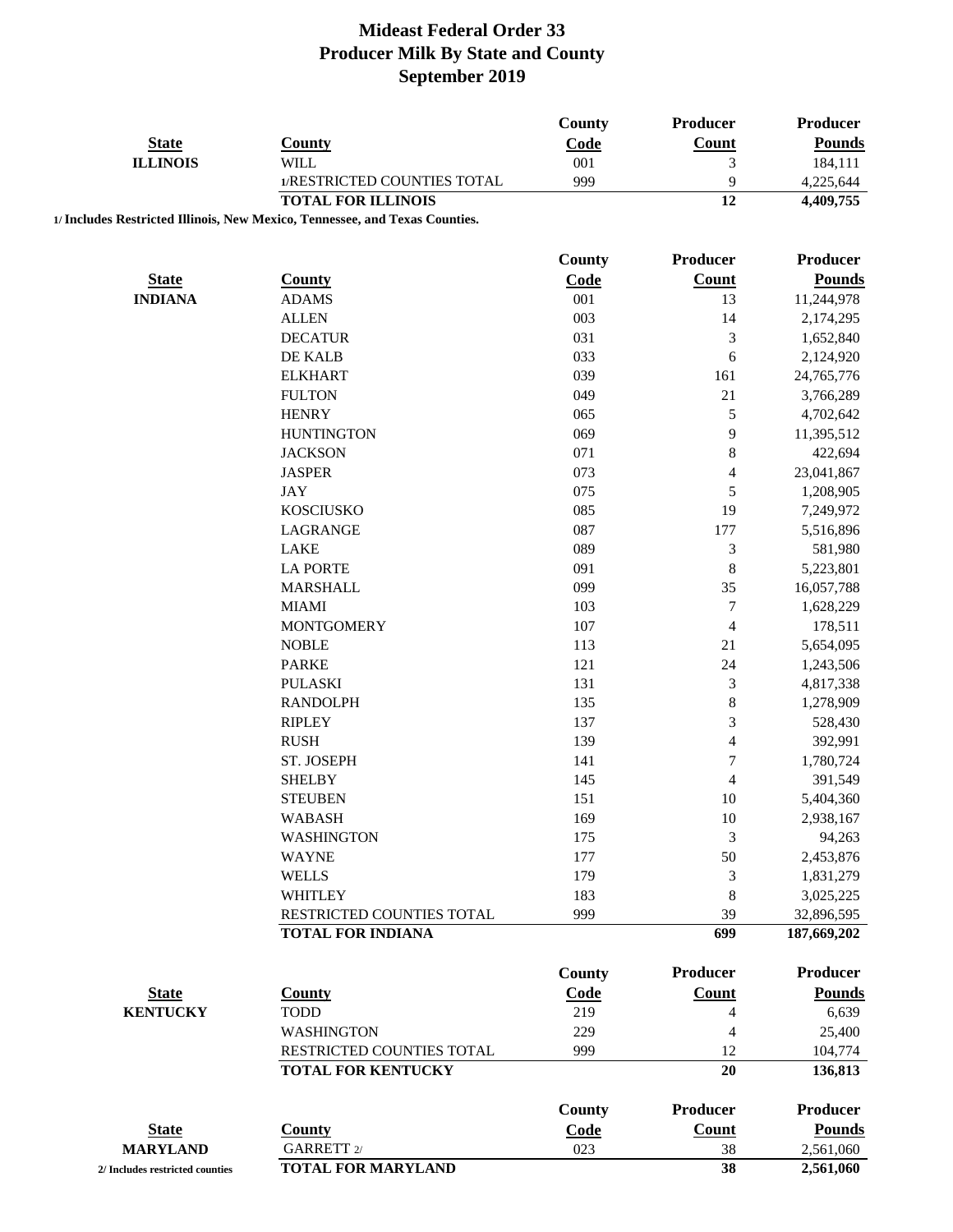# Mideast Federal Order 33
## Producer Milk By State and County
## September 2019

| State | County | County Code | Producer Count | Producer Pounds |
|---|---|---|---|---|
| ILLINOIS | WILL | 001 | 3 | 184,111 |
| | 1/RESTRICTED COUNTIES TOTAL | 999 | 9 | 4,225,644 |
| | **TOTAL FOR ILLINOIS** | | **12** | **4,409,755** |

**1/ Includes Restricted Illinois, New Mexico, Tennessee, and Texas Counties.**

| State | County | County Code | Producer Count | Producer Pounds |
|---|---|---|---|---|
| INDIANA | ADAMS | 001 | 13 | 11,244,978 |
| | ALLEN | 003 | 14 | 2,174,295 |
| | DECATUR | 031 | 3 | 1,652,840 |
| | DE KALB | 033 | 6 | 2,124,920 |
| | ELKHART | 039 | 161 | 24,765,776 |
| | FULTON | 049 | 21 | 3,766,289 |
| | HENRY | 065 | 5 | 4,702,642 |
| | HUNTINGTON | 069 | 9 | 11,395,512 |
| | JACKSON | 071 | 8 | 422,694 |
| | JASPER | 073 | 4 | 23,041,867 |
| | JAY | 075 | 5 | 1,208,905 |
| | KOSCIUSKO | 085 | 19 | 7,249,972 |
| | LAGRANGE | 087 | 177 | 5,516,896 |
| | LAKE | 089 | 3 | 581,980 |
| | LA PORTE | 091 | 8 | 5,223,801 |
| | MARSHALL | 099 | 35 | 16,057,788 |
| | MIAMI | 103 | 7 | 1,628,229 |
| | MONTGOMERY | 107 | 4 | 178,511 |
| | NOBLE | 113 | 21 | 5,654,095 |
| | PARKE | 121 | 24 | 1,243,506 |
| | PULASKI | 131 | 3 | 4,817,338 |
| | RANDOLPH | 135 | 8 | 1,278,909 |
| | RIPLEY | 137 | 3 | 528,430 |
| | RUSH | 139 | 4 | 392,991 |
| | ST. JOSEPH | 141 | 7 | 1,780,724 |
| | SHELBY | 145 | 4 | 391,549 |
| | STEUBEN | 151 | 10 | 5,404,360 |
| | WABASH | 169 | 10 | 2,938,167 |
| | WASHINGTON | 175 | 3 | 94,263 |
| | WAYNE | 177 | 50 | 2,453,876 |
| | WELLS | 179 | 3 | 1,831,279 |
| | WHITLEY | 183 | 8 | 3,025,225 |
| | RESTRICTED COUNTIES TOTAL | 999 | 39 | 32,896,595 |
| | **TOTAL FOR INDIANA** | | **699** | **187,669,202** |

| State | County | County Code | Producer Count | Producer Pounds |
|---|---|---|---|---|
| KENTUCKY | TODD | 219 | 4 | 6,639 |
| | WASHINGTON | 229 | 4 | 25,400 |
| | RESTRICTED COUNTIES TOTAL | 999 | 12 | 104,774 |
| | **TOTAL FOR KENTUCKY** | | **20** | **136,813** |

| State | County | County Code | Producer Count | Producer Pounds |
|---|---|---|---|---|
| MARYLAND | GARRETT 2/ | 023 | 38 | 2,561,060 |
| | **TOTAL FOR MARYLAND** | | **38** | **2,561,060** |

**2/ Includes restricted counties**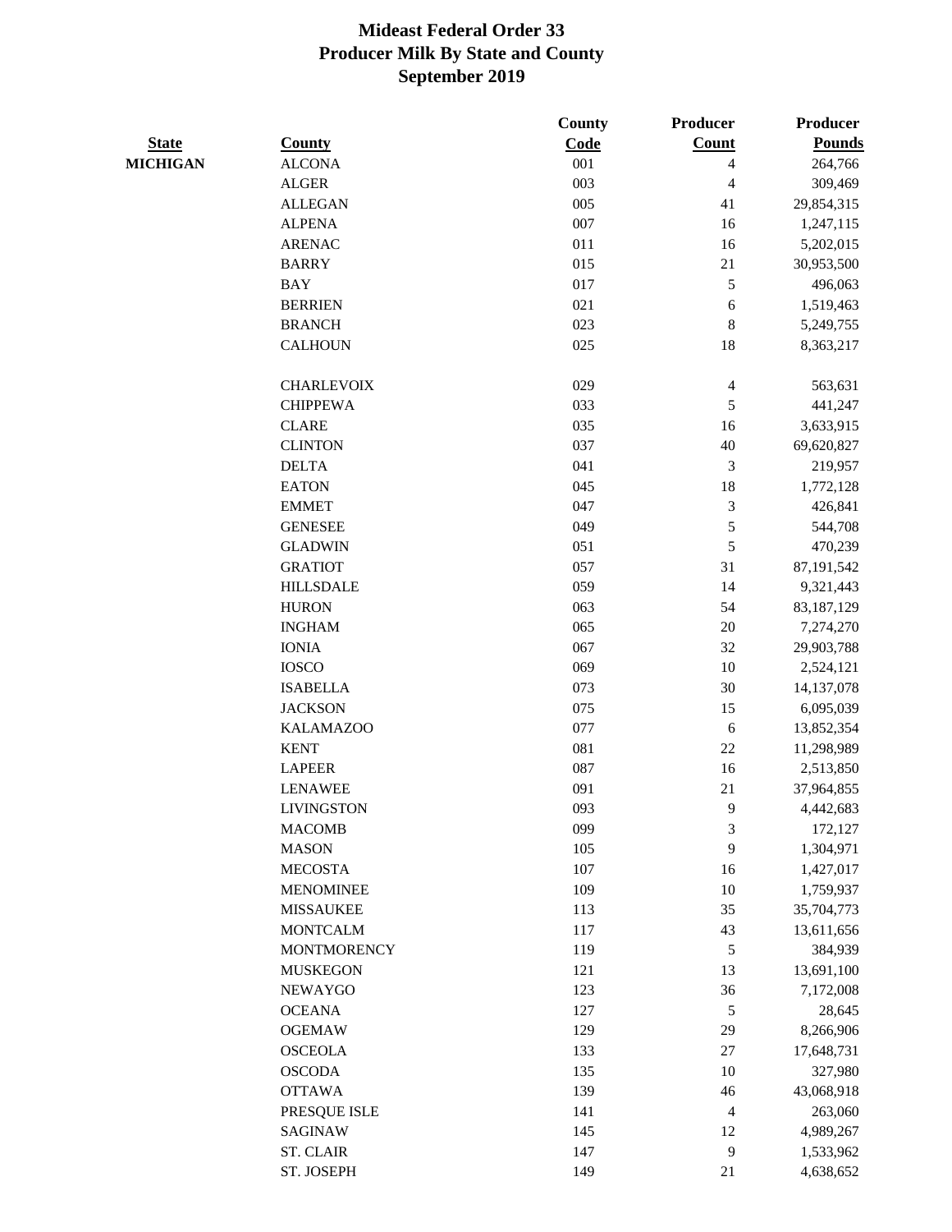# Mideast Federal Order 33
## Producer Milk By State and County
## September 2019

| State | County | County Code | Producer Count | Producer Pounds |
|---|---|---|---|---|
| MICHIGAN | ALCONA | 001 | 4 | 264,766 |
| | ALGER | 003 | 4 | 309,469 |
| | ALLEGAN | 005 | 41 | 29,854,315 |
| | ALPENA | 007 | 16 | 1,247,115 |
| | ARENAC | 011 | 16 | 5,202,015 |
| | BARRY | 015 | 21 | 30,953,500 |
| | BAY | 017 | 5 | 496,063 |
| | BERRIEN | 021 | 6 | 1,519,463 |
| | BRANCH | 023 | 8 | 5,249,755 |
| | CALHOUN | 025 | 18 | 8,363,217 |
| | CHARLEVOIX | 029 | 4 | 563,631 |
| | CHIPPEWA | 033 | 5 | 441,247 |
| | CLARE | 035 | 16 | 3,633,915 |
| | CLINTON | 037 | 40 | 69,620,827 |
| | DELTA | 041 | 3 | 219,957 |
| | EATON | 045 | 18 | 1,772,128 |
| | EMMET | 047 | 3 | 426,841 |
| | GENESEE | 049 | 5 | 544,708 |
| | GLADWIN | 051 | 5 | 470,239 |
| | GRATIOT | 057 | 31 | 87,191,542 |
| | HILLSDALE | 059 | 14 | 9,321,443 |
| | HURON | 063 | 54 | 83,187,129 |
| | INGHAM | 065 | 20 | 7,274,270 |
| | IONIA | 067 | 32 | 29,903,788 |
| | IOSCO | 069 | 10 | 2,524,121 |
| | ISABELLA | 073 | 30 | 14,137,078 |
| | JACKSON | 075 | 15 | 6,095,039 |
| | KALAMAZOO | 077 | 6 | 13,852,354 |
| | KENT | 081 | 22 | 11,298,989 |
| | LAPEER | 087 | 16 | 2,513,850 |
| | LENAWEE | 091 | 21 | 37,964,855 |
| | LIVINGSTON | 093 | 9 | 4,442,683 |
| | MACOMB | 099 | 3 | 172,127 |
| | MASON | 105 | 9 | 1,304,971 |
| | MECOSTA | 107 | 16 | 1,427,017 |
| | MENOMINEE | 109 | 10 | 1,759,937 |
| | MISSAUKEE | 113 | 35 | 35,704,773 |
| | MONTCALM | 117 | 43 | 13,611,656 |
| | MONTMORENCY | 119 | 5 | 384,939 |
| | MUSKEGON | 121 | 13 | 13,691,100 |
| | NEWAYGO | 123 | 36 | 7,172,008 |
| | OCEANA | 127 | 5 | 28,645 |
| | OGEMAW | 129 | 29 | 8,266,906 |
| | OSCEOLA | 133 | 27 | 17,648,731 |
| | OSCODA | 135 | 10 | 327,980 |
| | OTTAWA | 139 | 46 | 43,068,918 |
| | PRESQUE ISLE | 141 | 4 | 263,060 |
| | SAGINAW | 145 | 12 | 4,989,267 |
| | ST. CLAIR | 147 | 9 | 1,533,962 |
| | ST. JOSEPH | 149 | 21 | 4,638,652 |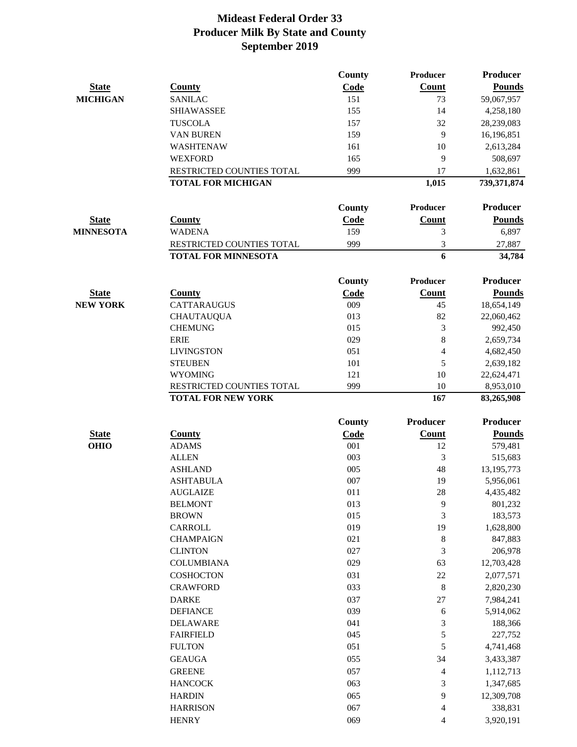# Mideast Federal Order 33
## Producer Milk By State and County
## September 2019

| State | County | County Code | Producer Count | Producer Pounds |
|---|---|---|---|---|
| MICHIGAN | SANILAC | 151 | 73 | 59,067,957 |
| | SHIAWASSEE | 155 | 14 | 4,258,180 |
| | TUSCOLA | 157 | 32 | 28,239,083 |
| | VAN BUREN | 159 | 9 | 16,196,851 |
| | WASHTENAW | 161 | 10 | 2,613,284 |
| | WEXFORD | 165 | 9 | 508,697 |
| | RESTRICTED COUNTIES TOTAL | 999 | 17 | 1,632,861 |
| | **TOTAL FOR MICHIGAN** | | **1,015** | **739,371,874** |

| State | County | County Code | Producer Count | Producer Pounds |
|---|---|---|---|---|
| MINNESOTA | WADENA | 159 | 3 | 6,897 |
| | RESTRICTED COUNTIES TOTAL | 999 | 3 | 27,887 |
| | **TOTAL FOR MINNESOTA** | | **6** | **34,784** |

| State | County | County Code | Producer Count | Producer Pounds |
|---|---|---|---|---|
| NEW YORK | CATTARAUGUS | 009 | 45 | 18,654,149 |
| | CHAUTAUQUA | 013 | 82 | 22,060,462 |
| | CHEMUNG | 015 | 3 | 992,450 |
| | ERIE | 029 | 8 | 2,659,734 |
| | LIVINGSTON | 051 | 4 | 4,682,450 |
| | STEUBEN | 101 | 5 | 2,639,182 |
| | WYOMING | 121 | 10 | 22,624,471 |
| | RESTRICTED COUNTIES TOTAL | 999 | 10 | 8,953,010 |
| | **TOTAL FOR NEW YORK** | | **167** | **83,265,908** |

| State | County | County Code | Producer Count | Producer Pounds |
|---|---|---|---|---|
| OHIO | ADAMS | 001 | 12 | 579,481 |
| | ALLEN | 003 | 3 | 515,683 |
| | ASHLAND | 005 | 48 | 13,195,773 |
| | ASHTABULA | 007 | 19 | 5,956,061 |
| | AUGLAIZE | 011 | 28 | 4,435,482 |
| | BELMONT | 013 | 9 | 801,232 |
| | BROWN | 015 | 3 | 183,573 |
| | CARROLL | 019 | 19 | 1,628,800 |
| | CHAMPAIGN | 021 | 8 | 847,883 |
| | CLINTON | 027 | 3 | 206,978 |
| | COLUMBIANA | 029 | 63 | 12,703,428 |
| | COSHOCTON | 031 | 22 | 2,077,571 |
| | CRAWFORD | 033 | 8 | 2,820,230 |
| | DARKE | 037 | 27 | 7,984,241 |
| | DEFIANCE | 039 | 6 | 5,914,062 |
| | DELAWARE | 041 | 3 | 188,366 |
| | FAIRFIELD | 045 | 5 | 227,752 |
| | FULTON | 051 | 5 | 4,741,468 |
| | GEAUGA | 055 | 34 | 3,433,387 |
| | GREENE | 057 | 4 | 1,112,713 |
| | HANCOCK | 063 | 3 | 1,347,685 |
| | HARDIN | 065 | 9 | 12,309,708 |
| | HARRISON | 067 | 4 | 338,831 |
| | HENRY | 069 | 4 | 3,920,191 |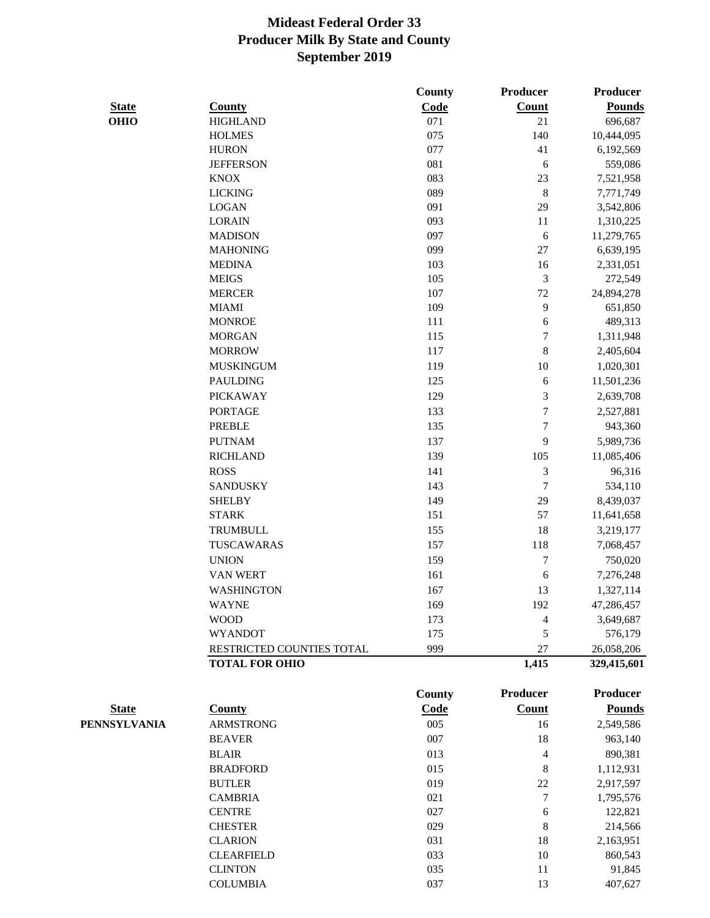# Mideast Federal Order 33
# Producer Milk By State and County
# September 2019

| State | County | County Code | Producer Count | Producer Pounds |
|---|---|---|---|---|
| **OHIO** | HIGHLAND | 071 | 21 | 696,687 |
| | HOLMES | 075 | 140 | 10,444,095 |
| | HURON | 077 | 41 | 6,192,569 |
| | JEFFERSON | 081 | 6 | 559,086 |
| | KNOX | 083 | 23 | 7,521,958 |
| | LICKING | 089 | 8 | 7,771,749 |
| | LOGAN | 091 | 29 | 3,542,806 |
| | LORAIN | 093 | 11 | 1,310,225 |
| | MADISON | 097 | 6 | 11,279,765 |
| | MAHONING | 099 | 27 | 6,639,195 |
| | MEDINA | 103 | 16 | 2,331,051 |
| | MEIGS | 105 | 3 | 272,549 |
| | MERCER | 107 | 72 | 24,894,278 |
| | MIAMI | 109 | 9 | 651,850 |
| | MONROE | 111 | 6 | 489,313 |
| | MORGAN | 115 | 7 | 1,311,948 |
| | MORROW | 117 | 8 | 2,405,604 |
| | MUSKINGUM | 119 | 10 | 1,020,301 |
| | PAULDING | 125 | 6 | 11,501,236 |
| | PICKAWAY | 129 | 3 | 2,639,708 |
| | PORTAGE | 133 | 7 | 2,527,881 |
| | PREBLE | 135 | 7 | 943,360 |
| | PUTNAM | 137 | 9 | 5,989,736 |
| | RICHLAND | 139 | 105 | 11,085,406 |
| | ROSS | 141 | 3 | 96,316 |
| | SANDUSKY | 143 | 7 | 534,110 |
| | SHELBY | 149 | 29 | 8,439,037 |
| | STARK | 151 | 57 | 11,641,658 |
| | TRUMBULL | 155 | 18 | 3,219,177 |
| | TUSCAWARAS | 157 | 118 | 7,068,457 |
| | UNION | 159 | 7 | 750,020 |
| | VAN WERT | 161 | 6 | 7,276,248 |
| | WASHINGTON | 167 | 13 | 1,327,114 |
| | WAYNE | 169 | 192 | 47,286,457 |
| | WOOD | 173 | 4 | 3,649,687 |
| | WYANDOT | 175 | 5 | 576,179 |
| | RESTRICTED COUNTIES TOTAL | 999 | 27 | 26,058,206 |
| | **TOTAL FOR OHIO** | | **1,415** | **329,415,601** |

| State | County | County Code | Producer Count | Producer Pounds |
|---|---|---|---|---|
| **PENNSYLVANIA** | ARMSTRONG | 005 | 16 | 2,549,586 |
| | BEAVER | 007 | 18 | 963,140 |
| | BLAIR | 013 | 4 | 890,381 |
| | BRADFORD | 015 | 8 | 1,112,931 |
| | BUTLER | 019 | 22 | 2,917,597 |
| | CAMBRIA | 021 | 7 | 1,795,576 |
| | CENTRE | 027 | 6 | 122,821 |
| | CHESTER | 029 | 8 | 214,566 |
| | CLARION | 031 | 18 | 2,163,951 |
| | CLEARFIELD | 033 | 10 | 860,543 |
| | CLINTON | 035 | 11 | 91,845 |
| | COLUMBIA | 037 | 13 | 407,627 |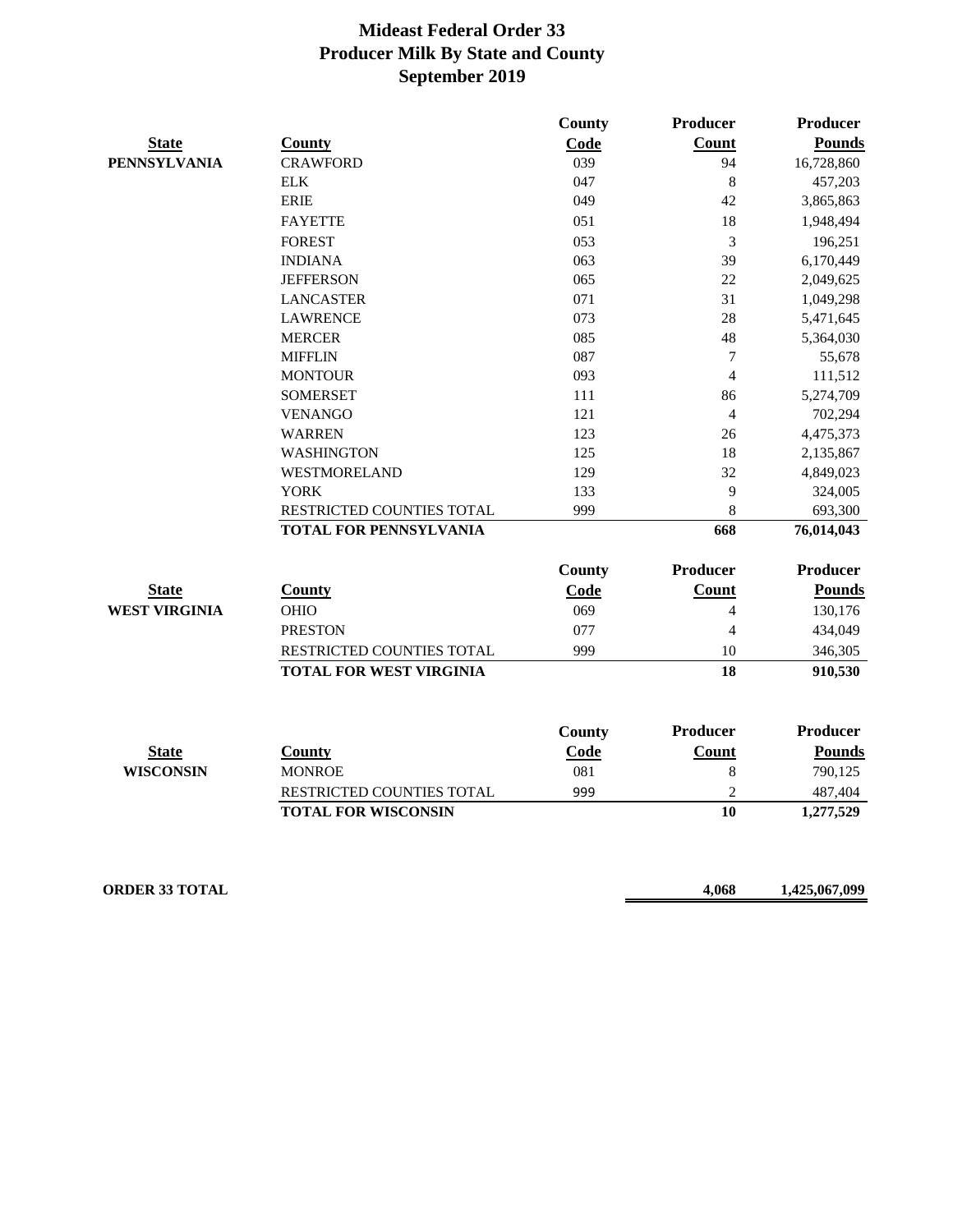# Mideast Federal Order 33
## Producer Milk By State and County
## September 2019

| State | County | County Code | Producer Count | Producer Pounds |
|---|---|---|---|---|
| **PENNSYLVANIA** | CRAWFORD | 039 | 94 | 16,728,860 |
| | ELK | 047 | 8 | 457,203 |
| | ERIE | 049 | 42 | 3,865,863 |
| | FAYETTE | 051 | 18 | 1,948,494 |
| | FOREST | 053 | 3 | 196,251 |
| | INDIANA | 063 | 39 | 6,170,449 |
| | JEFFERSON | 065 | 22 | 2,049,625 |
| | LANCASTER | 071 | 31 | 1,049,298 |
| | LAWRENCE | 073 | 28 | 5,471,645 |
| | MERCER | 085 | 48 | 5,364,030 |
| | MIFFLIN | 087 | 7 | 55,678 |
| | MONTOUR | 093 | 4 | 111,512 |
| | SOMERSET | 111 | 86 | 5,274,709 |
| | VENANGO | 121 | 4 | 702,294 |
| | WARREN | 123 | 26 | 4,475,373 |
| | WASHINGTON | 125 | 18 | 2,135,867 |
| | WESTMORELAND | 129 | 32 | 4,849,023 |
| | YORK | 133 | 9 | 324,005 |
| | RESTRICTED COUNTIES TOTAL | 999 | 8 | 693,300 |
| | **TOTAL FOR PENNSYLVANIA** | | **668** | **76,014,043** |

| State | County | County Code | Producer Count | Producer Pounds |
|---|---|---|---|---|
| **WEST VIRGINIA** | OHIO | 069 | 4 | 130,176 |
| | PRESTON | 077 | 4 | 434,049 |
| | RESTRICTED COUNTIES TOTAL | 999 | 10 | 346,305 |
| | **TOTAL FOR WEST VIRGINIA** | | **18** | **910,530** |

| State | County | County Code | Producer Count | Producer Pounds |
|---|---|---|---|---|
| **WISCONSIN** | MONROE | 081 | 8 | 790,125 |
| | RESTRICTED COUNTIES TOTAL | 999 | 2 | 487,404 |
| | **TOTAL FOR WISCONSIN** | | **10** | **1,277,529** |

| | | |
|---|---|---|
| **ORDER 33 TOTAL** | **4,068** | **1,425,067,099** |